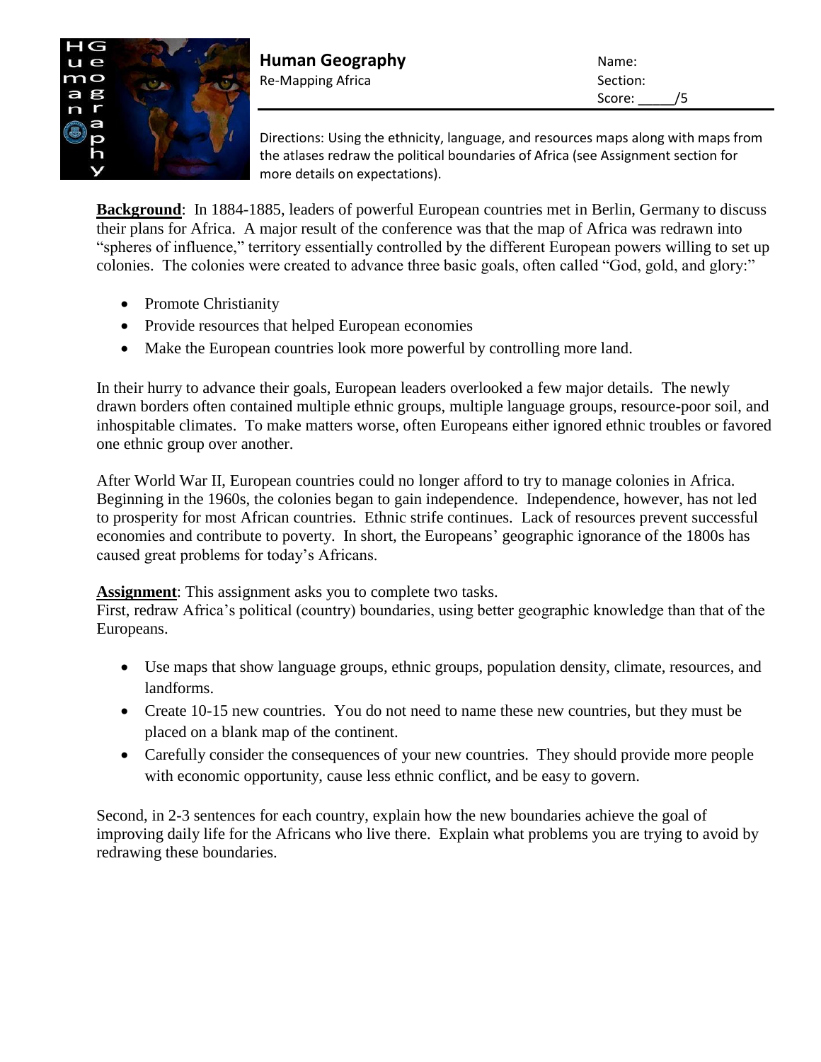# Human Geography

Re-Mapping Africa

Name:

Section:

Score: _____/5

Directions: Using the ethnicity, language, and resources maps along with maps from the atlases redraw the political boundaries of Africa (see Assignment section for more details on expectations).

**Background**: In 1884-1885, leaders of powerful European countries met in Berlin, Germany to discuss their plans for Africa. A major result of the conference was that the map of Africa was redrawn into "spheres of influence," territory essentially controlled by the different European powers willing to set up colonies. The colonies were created to advance three basic goals, often called "God, gold, and glory:"

- Promote Christianity
- Provide resources that helped European economies
- Make the European countries look more powerful by controlling more land.

In their hurry to advance their goals, European leaders overlooked a few major details. The newly drawn borders often contained multiple ethnic groups, multiple language groups, resource-poor soil, and inhospitable climates. To make matters worse, often Europeans either ignored ethnic troubles or favored one ethnic group over another.

After World War II, European countries could no longer afford to try to manage colonies in Africa. Beginning in the 1960s, the colonies began to gain independence. Independence, however, has not led to prosperity for most African countries. Ethnic strife continues. Lack of resources prevent successful economies and contribute to poverty. In short, the Europeans' geographic ignorance of the 1800s has caused great problems for today's Africans.

**Assignment**: This assignment asks you to complete two tasks.
First, redraw Africa's political (country) boundaries, using better geographic knowledge than that of the Europeans.

- Use maps that show language groups, ethnic groups, population density, climate, resources, and landforms.
- Create 10-15 new countries. You do not need to name these new countries, but they must be placed on a blank map of the continent.
- Carefully consider the consequences of your new countries. They should provide more people with economic opportunity, cause less ethnic conflict, and be easy to govern.

Second, in 2-3 sentences for each country, explain how the new boundaries achieve the goal of improving daily life for the Africans who live there. Explain what problems you are trying to avoid by redrawing these boundaries.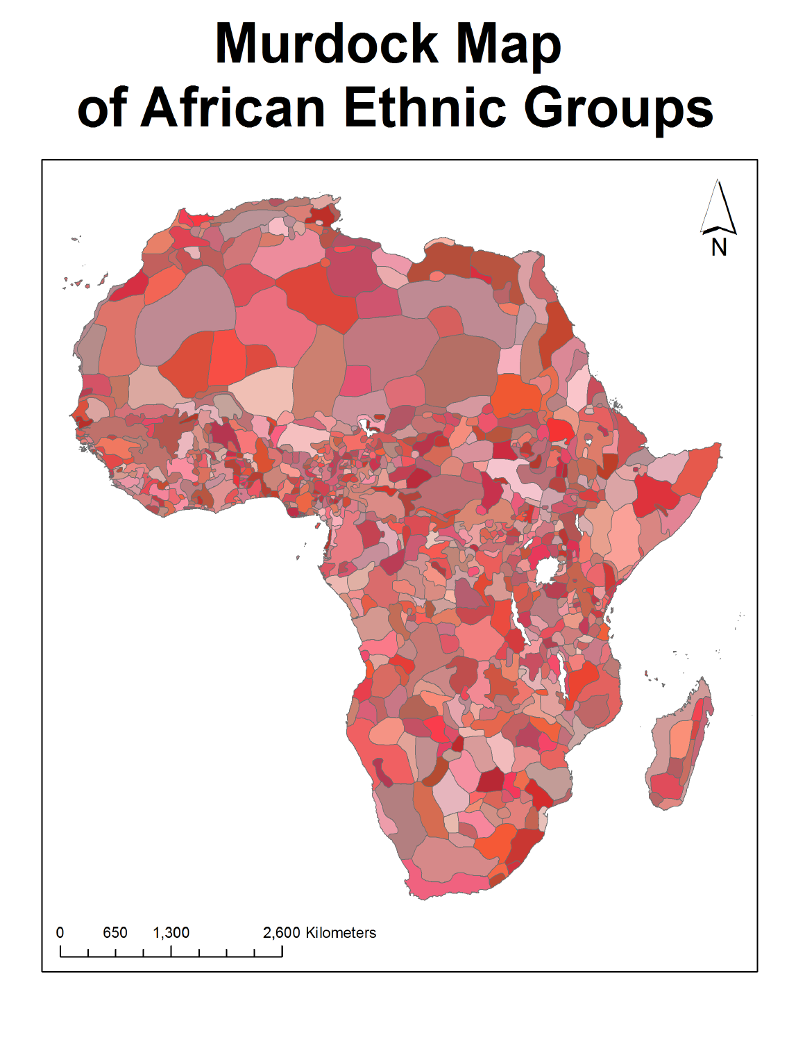# Murdock Map of African Ethnic Groups

N

0 650 1,300 2,600 Kilometers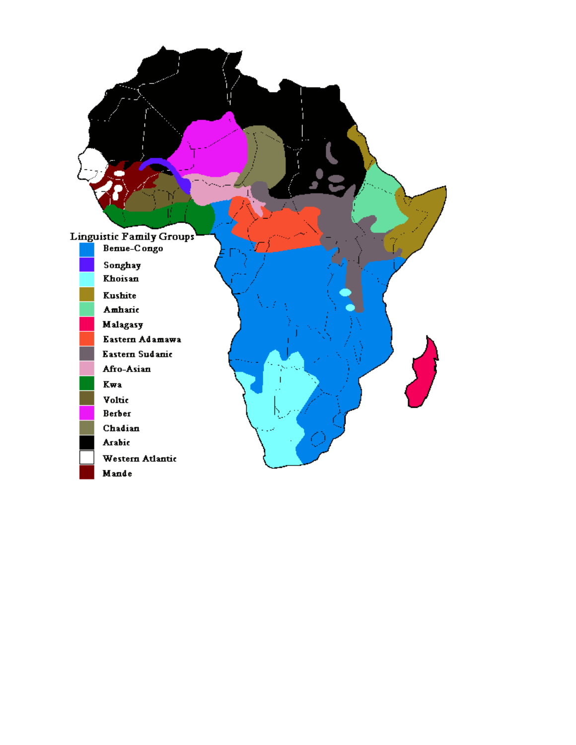**Linguistic Family Groups**

- Benue-Congo
- Songhay
- Khoisan
- Kushite
- Amharic
- Malagasy
- Eastern Adamawa
- Eastern Sudanic
- Afro-Asian
- Kwa
- Voltic
- Berber
- Chadian
- Arabic
- Western Atlantic
- Mande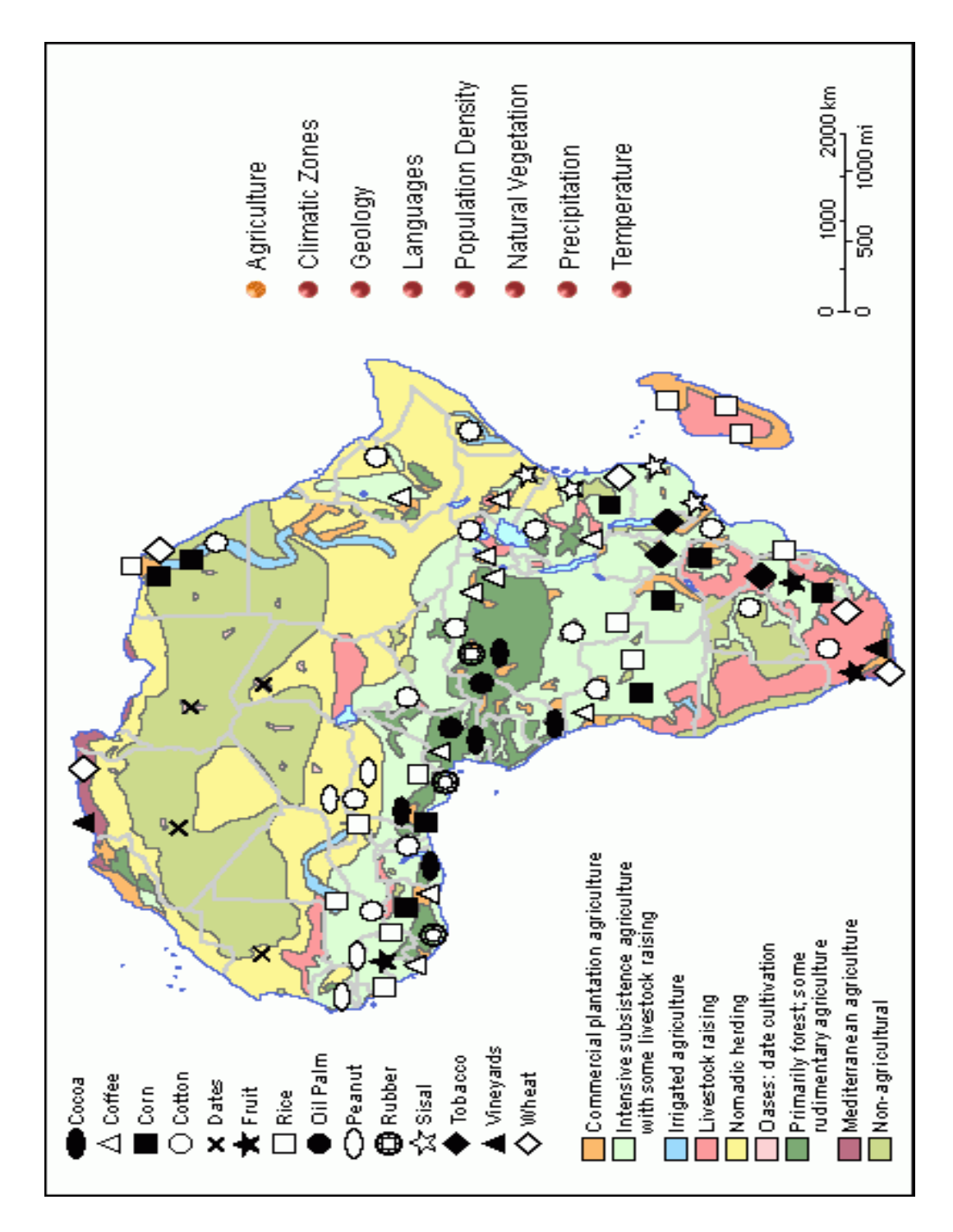Cocoa
Coffee
Corn
Cotton
Dates
Fruit
Rice
Oil Palm
Peanut
Rubber
Sisal
Tobacco
Vineyards
Wheat

Commercial plantation agriculture
Intensive subsistence agriculture with some livestock raising
Irrigated agriculture
Livestock raising
Nomadic herding
Oases: date cultivation
Primarily forest; some rudimentary agriculture
Mediterranean agriculture
Non-agricultural

Agriculture
Climatic Zones
Geology
Languages
Population Density
Natural Vegetation
Precipitation
Temperature

0 1000 2000 km
0 500 1000 mi